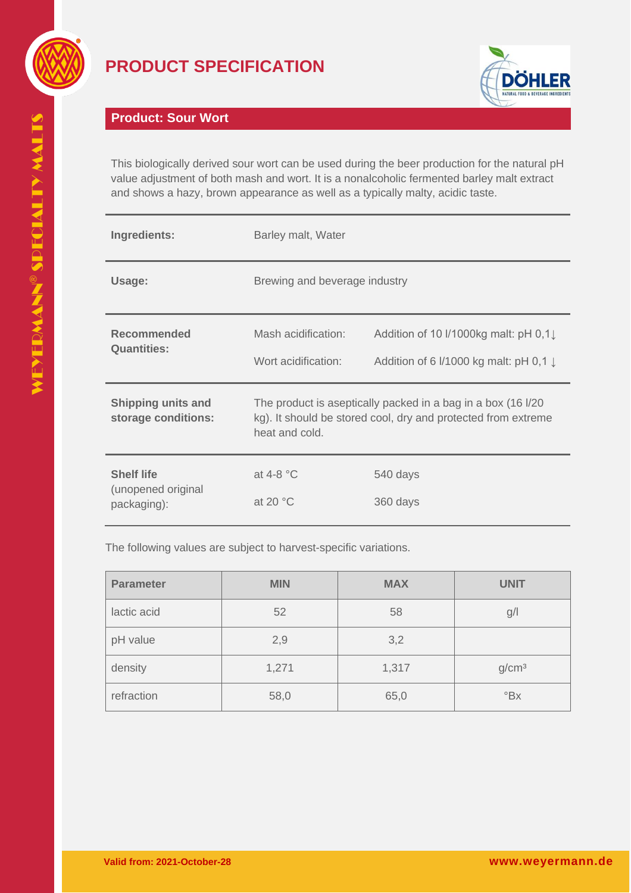# PRODUCT SPECIFICATION

## Product: Sour Wort

This biologically derived sour wort can be used during the beer production for the natural pH value adjustment of both mash and wort. It is a nonalcoholic fermented barley malt extract and shows a hazy, brown appearance as well as a typically malty, acidic taste.

| | | |
|---|---|---|
| **Ingredients:** | Barley malt, Water | |
| **Usage:** | Brewing and beverage industry | |
| **Recommended Quantities:** | Mash acidification: | Addition of 10 l/1000kg malt: pH 0,1↓ |
| | Wort acidification: | Addition of 6 l/1000 kg malt: pH 0,1 ↓ |
| **Shipping units and storage conditions:** | The product is aseptically packed in a bag in a box (16 l/20 kg). It should be stored cool, dry and protected from extreme heat and cold. | |
| **Shelf life** (unopened original packaging): | at 4-8 °C | 540 days |
| | at 20 °C | 360 days |

The following values are subject to harvest-specific variations.

| Parameter | MIN | MAX | UNIT |
|---|---|---|---|
| lactic acid | 52 | 58 | g/l |
| pH value | 2,9 | 3,2 | |
| density | 1,271 | 1,317 | g/cm³ |
| refraction | 58,0 | 65,0 | °Bx |

Valid from: 2021-October-28

www.weyermann.de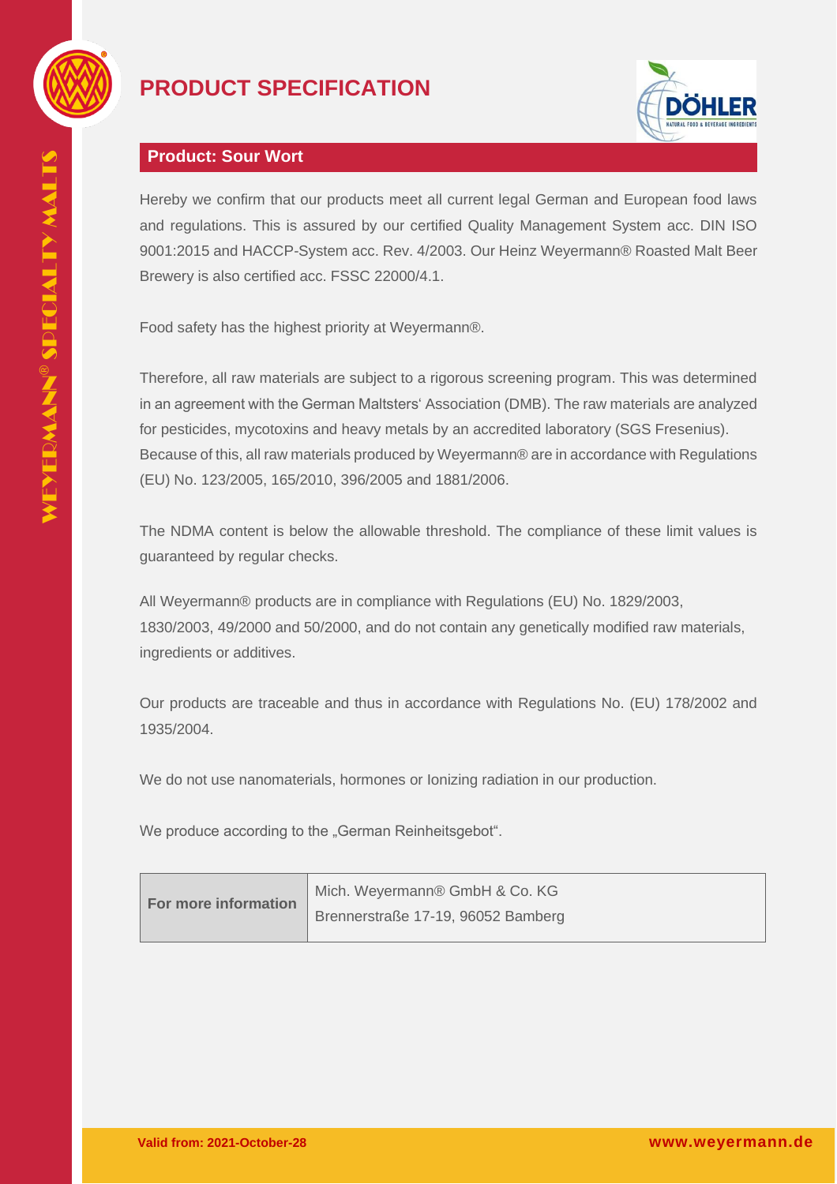# PRODUCT SPECIFICATION

## Product: Sour Wort

Hereby we confirm that our products meet all current legal German and European food laws and regulations. This is assured by our certified Quality Management System acc. DIN ISO 9001:2015 and HACCP-System acc. Rev. 4/2003. Our Heinz Weyermann® Roasted Malt Beer Brewery is also certified acc. FSSC 22000/4.1.

Food safety has the highest priority at Weyermann®.

Therefore, all raw materials are subject to a rigorous screening program. This was determined in an agreement with the German Maltsters' Association (DMB). The raw materials are analyzed for pesticides, mycotoxins and heavy metals by an accredited laboratory (SGS Fresenius). Because of this, all raw materials produced by Weyermann® are in accordance with Regulations (EU) No. 123/2005, 165/2010, 396/2005 and 1881/2006.

The NDMA content is below the allowable threshold. The compliance of these limit values is guaranteed by regular checks.

All Weyermann® products are in compliance with Regulations (EU) No. 1829/2003, 1830/2003, 49/2000 and 50/2000, and do not contain any genetically modified raw materials, ingredients or additives.

Our products are traceable and thus in accordance with Regulations No. (EU) 178/2002 and 1935/2004.

We do not use nanomaterials, hormones or Ionizing radiation in our production.

We produce according to the „German Reinheitsgebot".

| | |
|---|---|
| **For more information** | Mich. Weyermann® GmbH & Co. KG<br>Brennerstraße 17-19, 96052 Bamberg |

Valid from: 2021-October-28